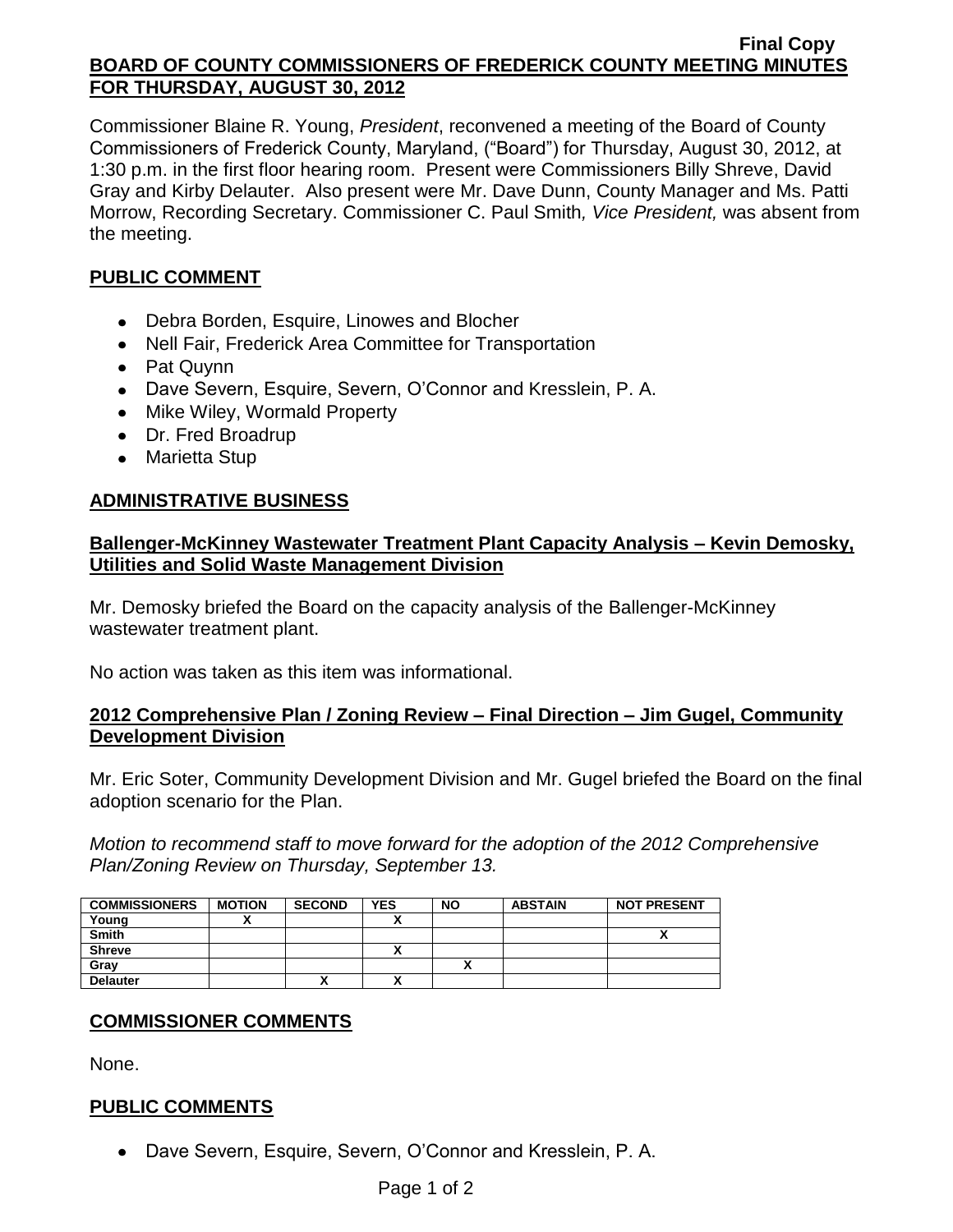**Final Copy**

**BOARD OF COUNTY COMMISSIONERS OF FREDERICK COUNTY MEETING MINUTES FOR THURSDAY, AUGUST 30, 2012**

Commissioner Blaine R. Young, *President*, reconvened a meeting of the Board of County Commissioners of Frederick County, Maryland, ("Board") for Thursday, August 30, 2012, at 1:30 p.m. in the first floor hearing room. Present were Commissioners Billy Shreve, David Gray and Kirby Delauter. Also present were Mr. Dave Dunn, County Manager and Ms. Patti Morrow, Recording Secretary. Commissioner C. Paul Smith*, Vice President,* was absent from the meeting.

## PUBLIC COMMENT

- Debra Borden, Esquire, Linowes and Blocher
- Nell Fair, Frederick Area Committee for Transportation
- Pat Quynn
- Dave Severn, Esquire, Severn, O'Connor and Kresslein, P. A.
- Mike Wiley, Wormald Property
- Dr. Fred Broadrup
- Marietta Stup

## ADMINISTRATIVE BUSINESS

### Ballenger-McKinney Wastewater Treatment Plant Capacity Analysis – Kevin Demosky, Utilities and Solid Waste Management Division

Mr. Demosky briefed the Board on the capacity analysis of the Ballenger-McKinney wastewater treatment plant.

No action was taken as this item was informational.

### 2012 Comprehensive Plan / Zoning Review – Final Direction – Jim Gugel, Community Development Division

Mr. Eric Soter, Community Development Division and Mr. Gugel briefed the Board on the final adoption scenario for the Plan.

*Motion to recommend staff to move forward for the adoption of the 2012 Comprehensive Plan/Zoning Review on Thursday, September 13.*

| COMMISSIONERS | MOTION | SECOND | YES | NO | ABSTAIN | NOT PRESENT |
|---|---|---|---|---|---|---|
| Young | X | | X | | | |
| Smith | | | | | | X |
| Shreve | | | X | | | |
| Gray | | | | X | | |
| Delauter | | X | X | | | |

## COMMISSIONER COMMENTS

None.

## PUBLIC COMMENTS

- Dave Severn, Esquire, Severn, O'Connor and Kresslein, P. A.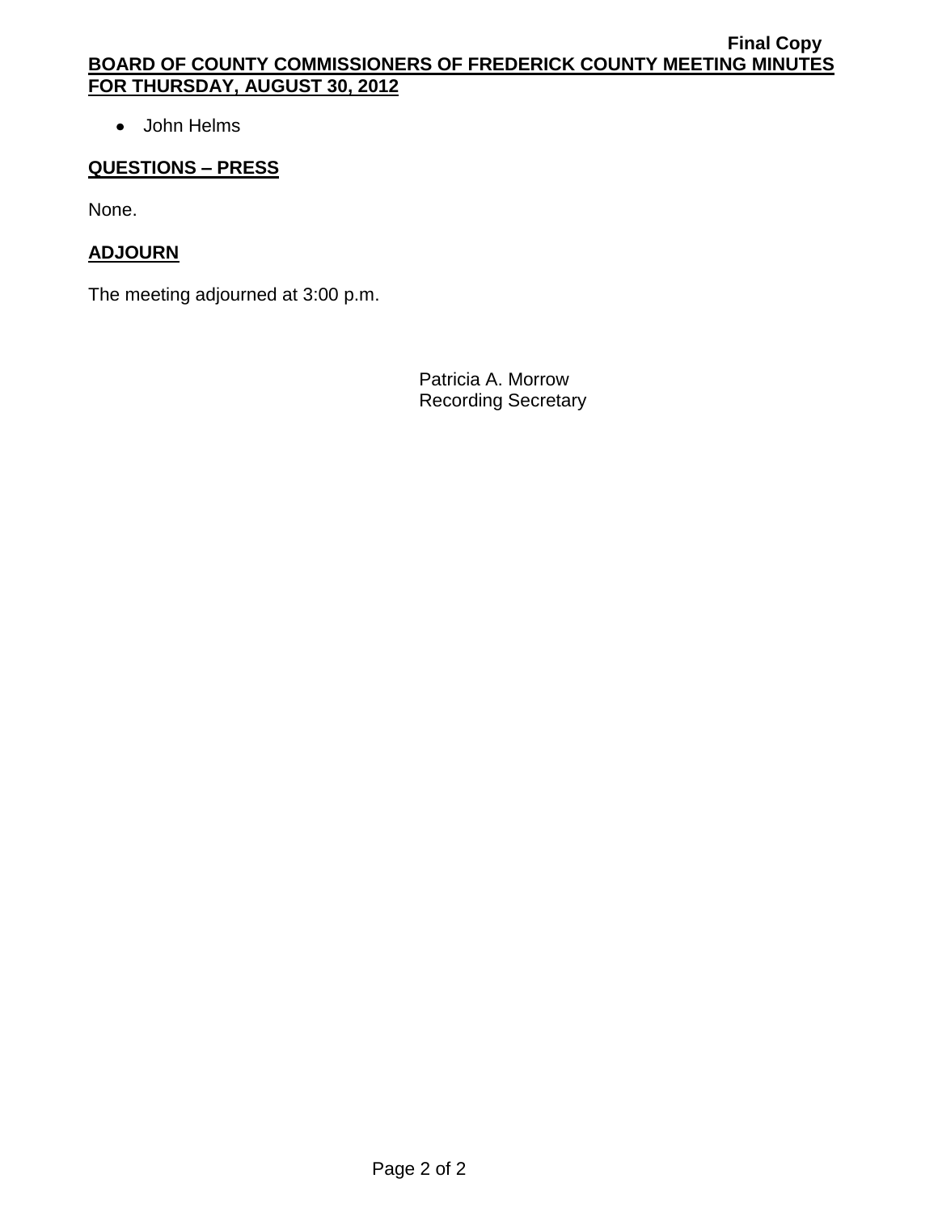- John Helms

## QUESTIONS – PRESS

None.

## ADJOURN

The meeting adjourned at 3:00 p.m.

Patricia A. Morrow
Recording Secretary